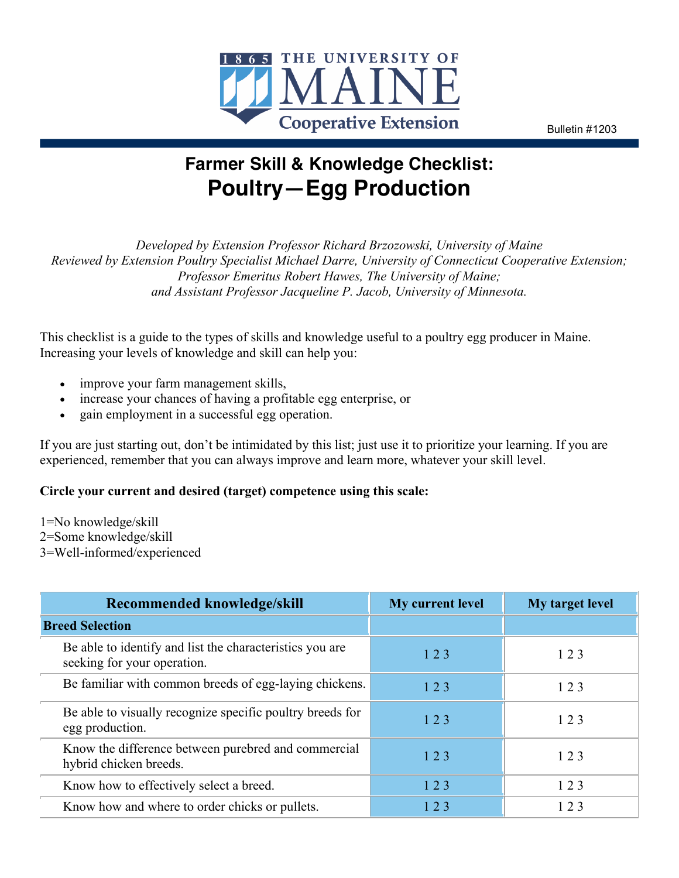THE UNIVERSITY OF MAINE Cooperative Extension

Bulletin #1203

# Farmer Skill & Knowledge Checklist: Poultry—Egg Production

*Developed by Extension Professor Richard Brzozowski, University of Maine*
*Reviewed by Extension Poultry Specialist Michael Darre, University of Connecticut Cooperative Extension; Professor Emeritus Robert Hawes, The University of Maine; and Assistant Professor Jacqueline P. Jacob, University of Minnesota.*

This checklist is a guide to the types of skills and knowledge useful to a poultry egg producer in Maine. Increasing your levels of knowledge and skill can help you:

- improve your farm management skills,
- increase your chances of having a profitable egg enterprise, or
- gain employment in a successful egg operation.

If you are just starting out, don't be intimidated by this list; just use it to prioritize your learning. If you are experienced, remember that you can always improve and learn more, whatever your skill level.

**Circle your current and desired (target) competence using this scale:**

1=No knowledge/skill
2=Some knowledge/skill
3=Well-informed/experienced

| Recommended knowledge/skill | My current level | My target level |
|---|---|---|
| **Breed Selection** | | |
| Be able to identify and list the characteristics you are seeking for your operation. | 1 2 3 | 1 2 3 |
| Be familiar with common breeds of egg-laying chickens. | 1 2 3 | 1 2 3 |
| Be able to visually recognize specific poultry breeds for egg production. | 1 2 3 | 1 2 3 |
| Know the difference between purebred and commercial hybrid chicken breeds. | 1 2 3 | 1 2 3 |
| Know how to effectively select a breed. | 1 2 3 | 1 2 3 |
| Know how and where to order chicks or pullets. | 1 2 3 | 1 2 3 |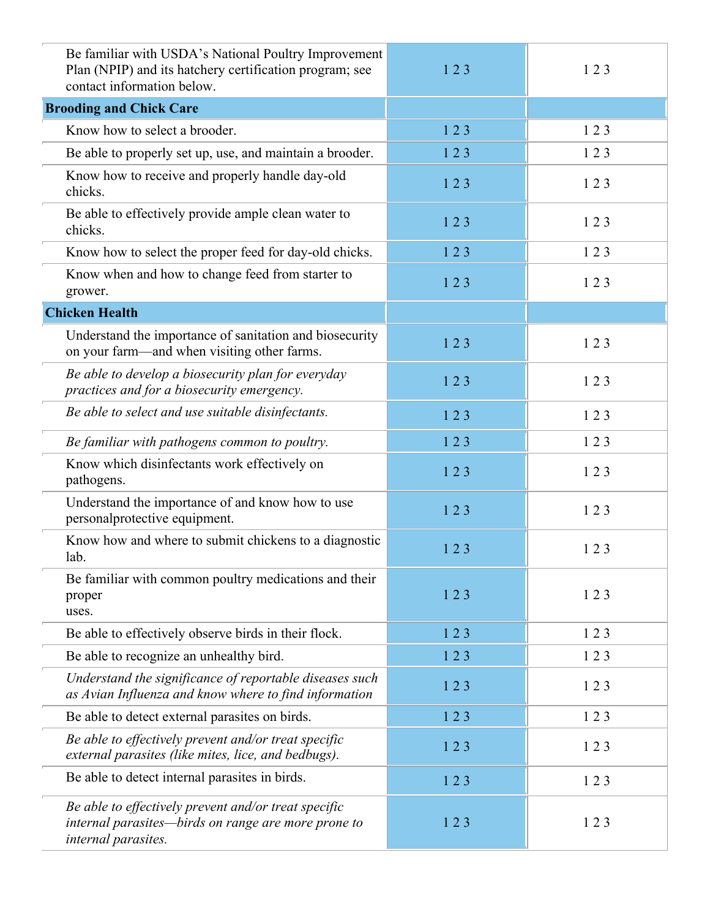| | | |
|---|---|---|
| Be familiar with USDA's National Poultry Improvement Plan (NPIP) and its hatchery certification program; see contact information below. | 1 2 3 | 1 2 3 |
| **Brooding and Chick Care** | | |
| Know how to select a brooder. | 1 2 3 | 1 2 3 |
| Be able to properly set up, use, and maintain a brooder. | 1 2 3 | 1 2 3 |
| Know how to receive and properly handle day-old chicks. | 1 2 3 | 1 2 3 |
| Be able to effectively provide ample clean water to chicks. | 1 2 3 | 1 2 3 |
| Know how to select the proper feed for day-old chicks. | 1 2 3 | 1 2 3 |
| Know when and how to change feed from starter to grower. | 1 2 3 | 1 2 3 |
| **Chicken Health** | | |
| Understand the importance of sanitation and biosecurity on your farm—and when visiting other farms. | 1 2 3 | 1 2 3 |
| *Be able to develop a biosecurity plan for everyday practices and for a biosecurity emergency.* | 1 2 3 | 1 2 3 |
| *Be able to select and use suitable disinfectants.* | 1 2 3 | 1 2 3 |
| *Be familiar with pathogens common to poultry.* | 1 2 3 | 1 2 3 |
| Know which disinfectants work effectively on pathogens. | 1 2 3 | 1 2 3 |
| Understand the importance of and know how to use personalprotective equipment. | 1 2 3 | 1 2 3 |
| Know how and where to submit chickens to a diagnostic lab. | 1 2 3 | 1 2 3 |
| Be familiar with common poultry medications and their proper uses. | 1 2 3 | 1 2 3 |
| Be able to effectively observe birds in their flock. | 1 2 3 | 1 2 3 |
| Be able to recognize an unhealthy bird. | 1 2 3 | 1 2 3 |
| *Understand the significance of reportable diseases such as Avian Influenza and know where to find information* | 1 2 3 | 1 2 3 |
| Be able to detect external parasites on birds. | 1 2 3 | 1 2 3 |
| *Be able to effectively prevent and/or treat specific external parasites (like mites, lice, and bedbugs).* | 1 2 3 | 1 2 3 |
| Be able to detect internal parasites in birds. | 1 2 3 | 1 2 3 |
| *Be able to effectively prevent and/or treat specific internal parasites—birds on range are more prone to internal parasites.* | 1 2 3 | 1 2 3 |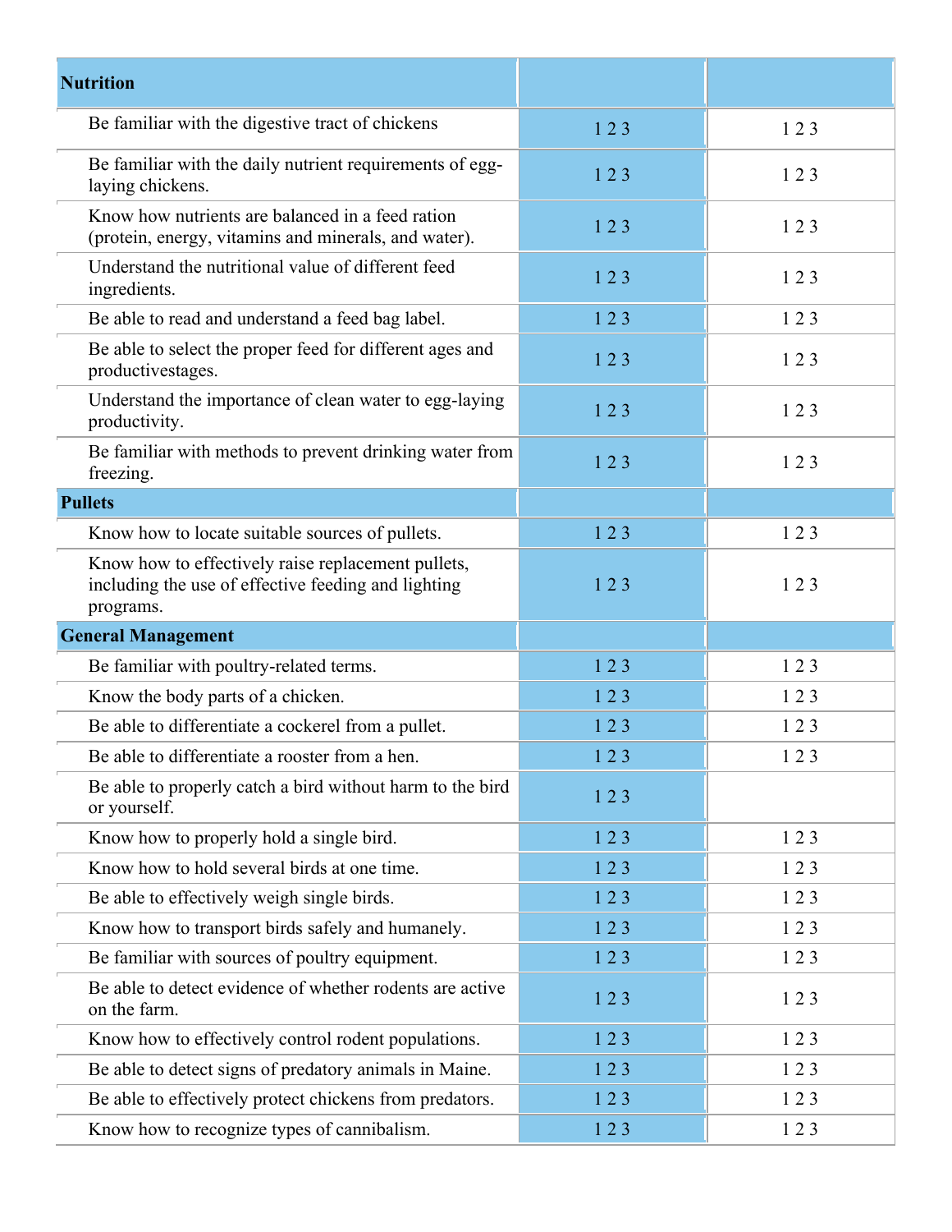| Nutrition | | |
|---|---|---|
| Be familiar with the digestive tract of chickens | 1 2 3 | 1 2 3 |
| Be familiar with the daily nutrient requirements of egg-laying chickens. | 1 2 3 | 1 2 3 |
| Know how nutrients are balanced in a feed ration (protein, energy, vitamins and minerals, and water). | 1 2 3 | 1 2 3 |
| Understand the nutritional value of different feed ingredients. | 1 2 3 | 1 2 3 |
| Be able to read and understand a feed bag label. | 1 2 3 | 1 2 3 |
| Be able to select the proper feed for different ages and productivestages. | 1 2 3 | 1 2 3 |
| Understand the importance of clean water to egg-laying productivity. | 1 2 3 | 1 2 3 |
| Be familiar with methods to prevent drinking water from freezing. | 1 2 3 | 1 2 3 |
| **Pullets** | | |
| Know how to locate suitable sources of pullets. | 1 2 3 | 1 2 3 |
| Know how to effectively raise replacement pullets, including the use of effective feeding and lighting programs. | 1 2 3 | 1 2 3 |
| **General Management** | | |
| Be familiar with poultry-related terms. | 1 2 3 | 1 2 3 |
| Know the body parts of a chicken. | 1 2 3 | 1 2 3 |
| Be able to differentiate a cockerel from a pullet. | 1 2 3 | 1 2 3 |
| Be able to differentiate a rooster from a hen. | 1 2 3 | 1 2 3 |
| Be able to properly catch a bird without harm to the bird or yourself. | 1 2 3 | |
| Know how to properly hold a single bird. | 1 2 3 | 1 2 3 |
| Know how to hold several birds at one time. | 1 2 3 | 1 2 3 |
| Be able to effectively weigh single birds. | 1 2 3 | 1 2 3 |
| Know how to transport birds safely and humanely. | 1 2 3 | 1 2 3 |
| Be familiar with sources of poultry equipment. | 1 2 3 | 1 2 3 |
| Be able to detect evidence of whether rodents are active on the farm. | 1 2 3 | 1 2 3 |
| Know how to effectively control rodent populations. | 1 2 3 | 1 2 3 |
| Be able to detect signs of predatory animals in Maine. | 1 2 3 | 1 2 3 |
| Be able to effectively protect chickens from predators. | 1 2 3 | 1 2 3 |
| Know how to recognize types of cannibalism. | 1 2 3 | 1 2 3 |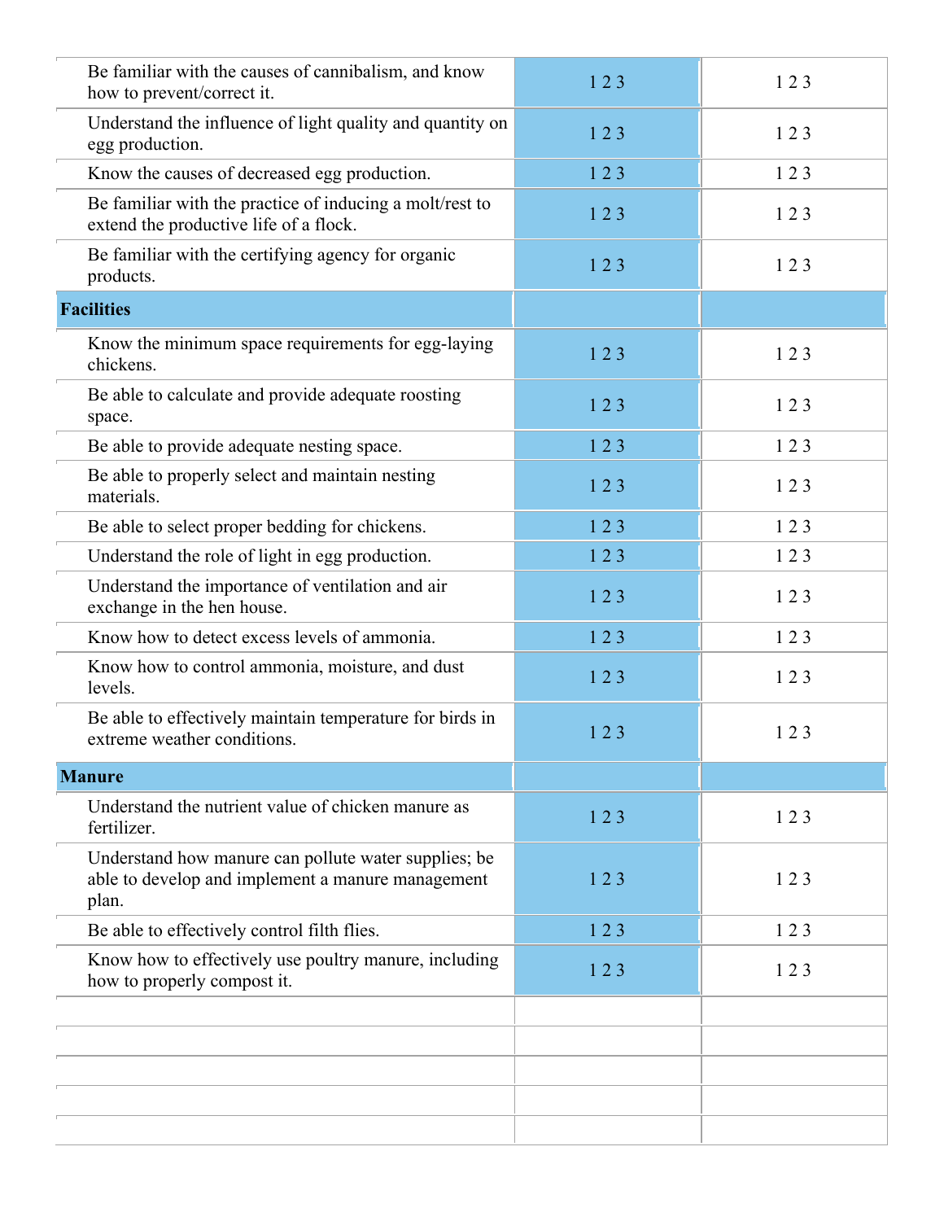| | | |
|---|---|---|
| Be familiar with the causes of cannibalism, and know how to prevent/correct it. | 1 2 3 | 1 2 3 |
| Understand the influence of light quality and quantity on egg production. | 1 2 3 | 1 2 3 |
| Know the causes of decreased egg production. | 1 2 3 | 1 2 3 |
| Be familiar with the practice of inducing a molt/rest to extend the productive life of a flock. | 1 2 3 | 1 2 3 |
| Be familiar with the certifying agency for organic products. | 1 2 3 | 1 2 3 |
| **Facilities** | | |
| Know the minimum space requirements for egg-laying chickens. | 1 2 3 | 1 2 3 |
| Be able to calculate and provide adequate roosting space. | 1 2 3 | 1 2 3 |
| Be able to provide adequate nesting space. | 1 2 3 | 1 2 3 |
| Be able to properly select and maintain nesting materials. | 1 2 3 | 1 2 3 |
| Be able to select proper bedding for chickens. | 1 2 3 | 1 2 3 |
| Understand the role of light in egg production. | 1 2 3 | 1 2 3 |
| Understand the importance of ventilation and air exchange in the hen house. | 1 2 3 | 1 2 3 |
| Know how to detect excess levels of ammonia. | 1 2 3 | 1 2 3 |
| Know how to control ammonia, moisture, and dust levels. | 1 2 3 | 1 2 3 |
| Be able to effectively maintain temperature for birds in extreme weather conditions. | 1 2 3 | 1 2 3 |
| **Manure** | | |
| Understand the nutrient value of chicken manure as fertilizer. | 1 2 3 | 1 2 3 |
| Understand how manure can pollute water supplies; be able to develop and implement a manure management plan. | 1 2 3 | 1 2 3 |
| Be able to effectively control filth flies. | 1 2 3 | 1 2 3 |
| Know how to effectively use poultry manure, including how to properly compost it. | 1 2 3 | 1 2 3 |
| | | |
| | | |
| | | |
| | | |
| | | |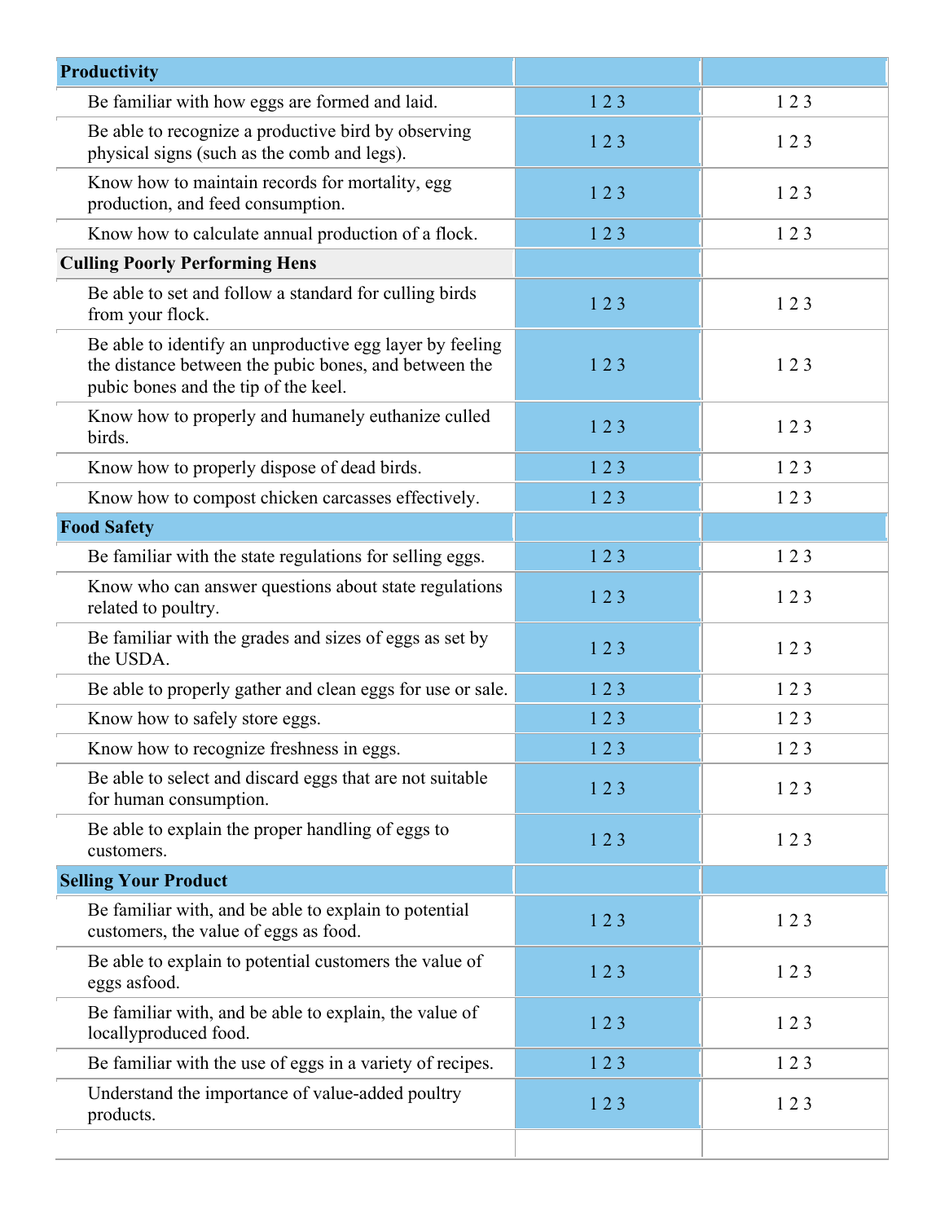| Productivity | | |
|---|---|---|
| Be familiar with how eggs are formed and laid. | 1 2 3 | 1 2 3 |
| Be able to recognize a productive bird by observing physical signs (such as the comb and legs). | 1 2 3 | 1 2 3 |
| Know how to maintain records for mortality, egg production, and feed consumption. | 1 2 3 | 1 2 3 |
| Know how to calculate annual production of a flock. | 1 2 3 | 1 2 3 |
| **Culling Poorly Performing Hens** | | |
| Be able to set and follow a standard for culling birds from your flock. | 1 2 3 | 1 2 3 |
| Be able to identify an unproductive egg layer by feeling the distance between the pubic bones, and between the pubic bones and the tip of the keel. | 1 2 3 | 1 2 3 |
| Know how to properly and humanely euthanize culled birds. | 1 2 3 | 1 2 3 |
| Know how to properly dispose of dead birds. | 1 2 3 | 1 2 3 |
| Know how to compost chicken carcasses effectively. | 1 2 3 | 1 2 3 |
| **Food Safety** | | |
| Be familiar with the state regulations for selling eggs. | 1 2 3 | 1 2 3 |
| Know who can answer questions about state regulations related to poultry. | 1 2 3 | 1 2 3 |
| Be familiar with the grades and sizes of eggs as set by the USDA. | 1 2 3 | 1 2 3 |
| Be able to properly gather and clean eggs for use or sale. | 1 2 3 | 1 2 3 |
| Know how to safely store eggs. | 1 2 3 | 1 2 3 |
| Know how to recognize freshness in eggs. | 1 2 3 | 1 2 3 |
| Be able to select and discard eggs that are not suitable for human consumption. | 1 2 3 | 1 2 3 |
| Be able to explain the proper handling of eggs to customers. | 1 2 3 | 1 2 3 |
| **Selling Your Product** | | |
| Be familiar with, and be able to explain to potential customers, the value of eggs as food. | 1 2 3 | 1 2 3 |
| Be able to explain to potential customers the value of eggs asfood. | 1 2 3 | 1 2 3 |
| Be familiar with, and be able to explain, the value of locallyproduced food. | 1 2 3 | 1 2 3 |
| Be familiar with the use of eggs in a variety of recipes. | 1 2 3 | 1 2 3 |
| Understand the importance of value-added poultry products. | 1 2 3 | 1 2 3 |
| | | |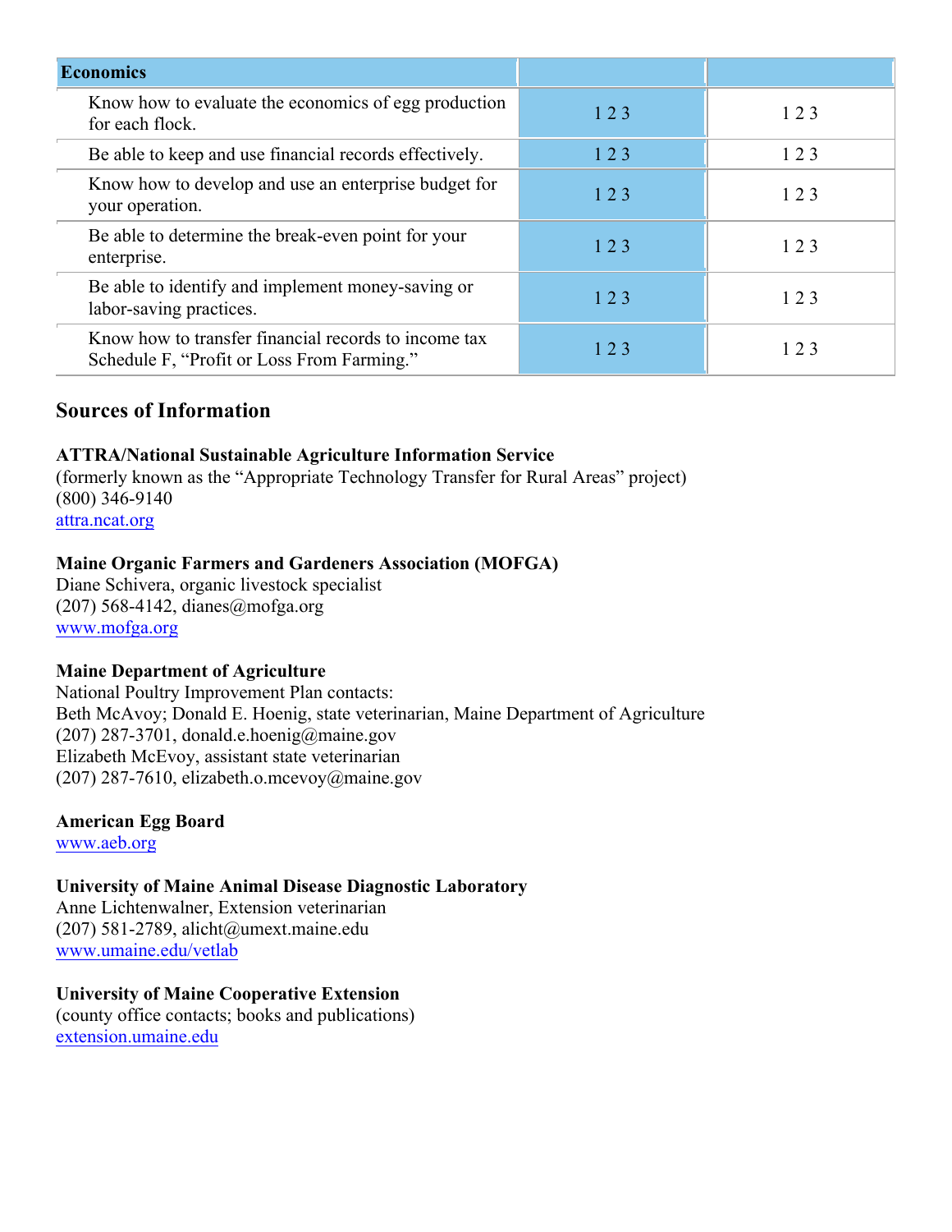| Economics | | |
|---|---|---|
| Know how to evaluate the economics of egg production for each flock. | 1 2 3 | 1 2 3 |
| Be able to keep and use financial records effectively. | 1 2 3 | 1 2 3 |
| Know how to develop and use an enterprise budget for your operation. | 1 2 3 | 1 2 3 |
| Be able to determine the break-even point for your enterprise. | 1 2 3 | 1 2 3 |
| Be able to identify and implement money-saving or labor-saving practices. | 1 2 3 | 1 2 3 |
| Know how to transfer financial records to income tax Schedule F, "Profit or Loss From Farming." | 1 2 3 | 1 2 3 |

## Sources of Information

**ATTRA/National Sustainable Agriculture Information Service**
(formerly known as the "Appropriate Technology Transfer for Rural Areas" project)
(800) 346-9140
attra.ncat.org

**Maine Organic Farmers and Gardeners Association (MOFGA)**
Diane Schivera, organic livestock specialist
(207) 568-4142, dianes@mofga.org
www.mofga.org

**Maine Department of Agriculture**
National Poultry Improvement Plan contacts:
Beth McAvoy; Donald E. Hoenig, state veterinarian, Maine Department of Agriculture
(207) 287-3701, donald.e.hoenig@maine.gov
Elizabeth McEvoy, assistant state veterinarian
(207) 287-7610, elizabeth.o.mcevoy@maine.gov

**American Egg Board**
www.aeb.org

**University of Maine Animal Disease Diagnostic Laboratory**
Anne Lichtenwalner, Extension veterinarian
(207) 581-2789, alicht@umext.maine.edu
www.umaine.edu/vetlab

**University of Maine Cooperative Extension**
(county office contacts; books and publications)
extension.umaine.edu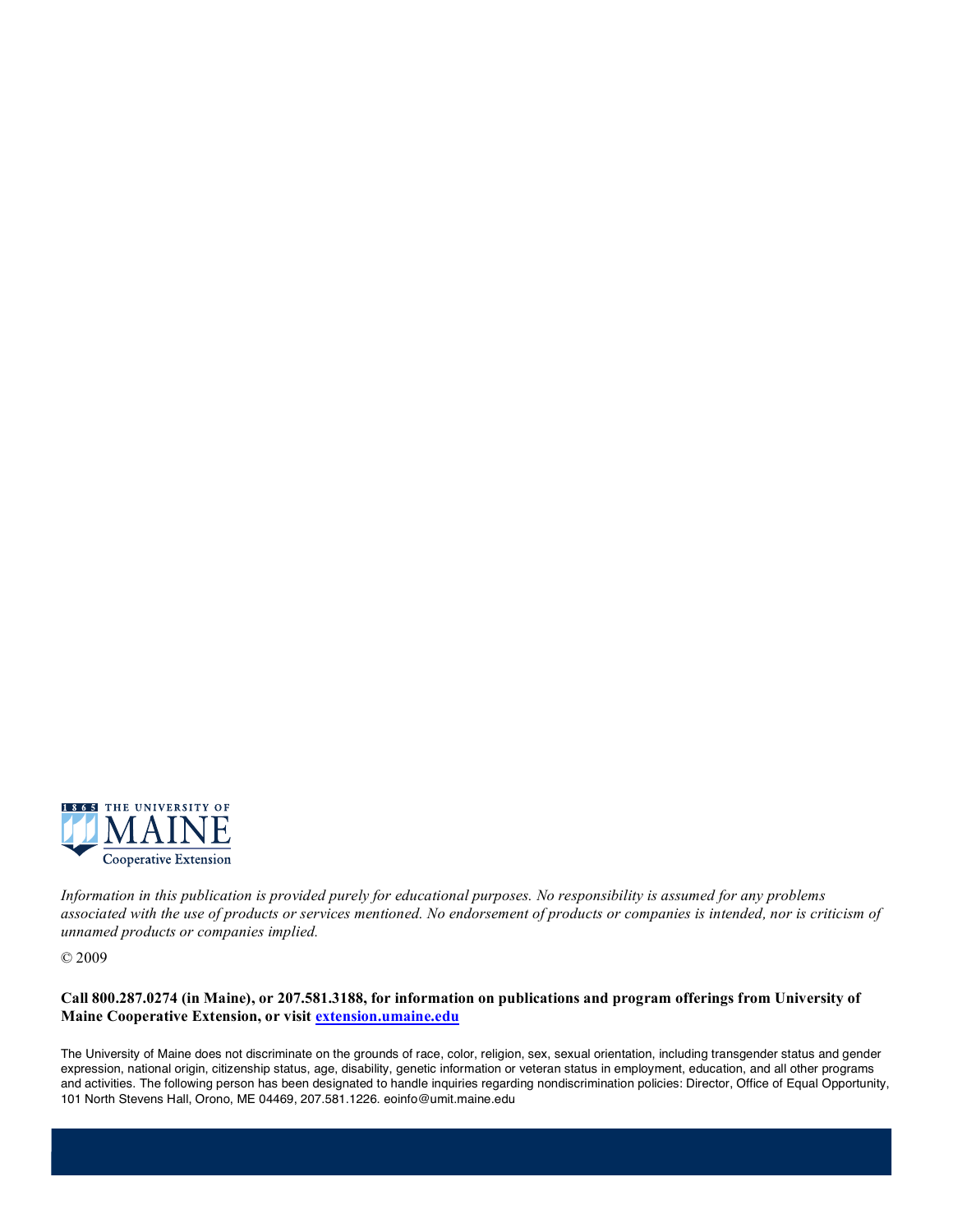1865 THE UNIVERSITY OF MAINE Cooperative Extension

*Information in this publication is provided purely for educational purposes. No responsibility is assumed for any problems associated with the use of products or services mentioned. No endorsement of products or companies is intended, nor is criticism of unnamed products or companies implied.*

© 2009

**Call 800.287.0274 (in Maine), or 207.581.3188, for information on publications and program offerings from University of Maine Cooperative Extension, or visit [extension.umaine.edu](extension.umaine.edu)**

The University of Maine does not discriminate on the grounds of race, color, religion, sex, sexual orientation, including transgender status and gender expression, national origin, citizenship status, age, disability, genetic information or veteran status in employment, education, and all other programs and activities. The following person has been designated to handle inquiries regarding nondiscrimination policies: Director, Office of Equal Opportunity, 101 North Stevens Hall, Orono, ME 04469, 207.581.1226. eoinfo@umit.maine.edu